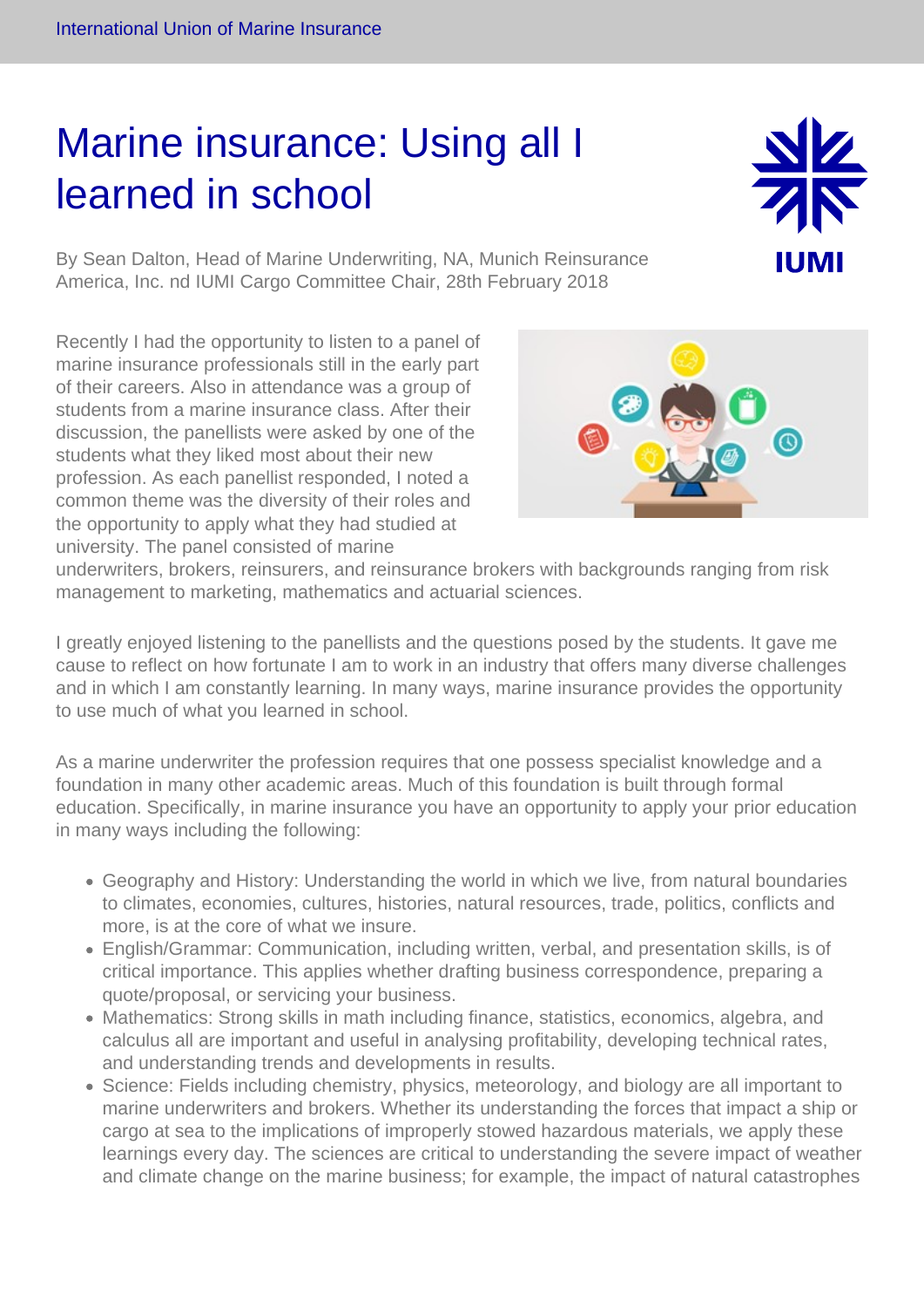# Marine insurance: Using all I learned in school

By Sean Dalton, Head of Marine Underwriting, NA, Munich Reinsurance America, Inc. nd IUMI Cargo Committee Chair, 28th February 2018

Recently I had the opportunity to listen to a panel of marine insurance professionals still in the early part of their careers. Also in attendance was a group of students from a marine insurance class. After their discussion, the panellists were asked by one of the students what they liked most about their new profession. As each panellist responded, I noted a common theme was the diversity of their roles and the opportunity to apply what they had studied at university. The panel consisted of marine underwriters, brokers, reinsurers, and reinsurance brokers with backgrounds ranging from risk management to marketing, mathematics and actuarial sciences.

I greatly enjoyed listening to the panellists and the questions posed by the students. It gave me cause to reflect on how fortunate I am to work in an industry that offers many diverse challenges and in which I am constantly learning. In many ways, marine insurance provides the opportunity to use much of what you learned in school.

As a marine underwriter the profession requires that one possess specialist knowledge and a foundation in many other academic areas. Much of this foundation is built through formal education. Specifically, in marine insurance you have an opportunity to apply your prior education in many ways including the following:

- Geography and History: Understanding the world in which we live, from natural boundaries to climates, economies, cultures, histories, natural resources, trade, politics, conflicts and more, is at the core of what we insure.
- English/Grammar: Communication, including written, verbal, and presentation skills, is of critical importance. This applies whether drafting business correspondence, preparing a quote/proposal, or servicing your business.
- Mathematics: Strong skills in math including finance, statistics, economics, algebra, and calculus all are important and useful in analysing profitability, developing technical rates, and understanding trends and developments in results.
- Science: Fields including chemistry, physics, meteorology, and biology are all important to marine underwriters and brokers. Whether its understanding the forces that impact a ship or cargo at sea to the implications of improperly stowed hazardous materials, we apply these learnings every day. The sciences are critical to understanding the severe impact of weather and climate change on the marine business; for example, the impact of natural catastrophes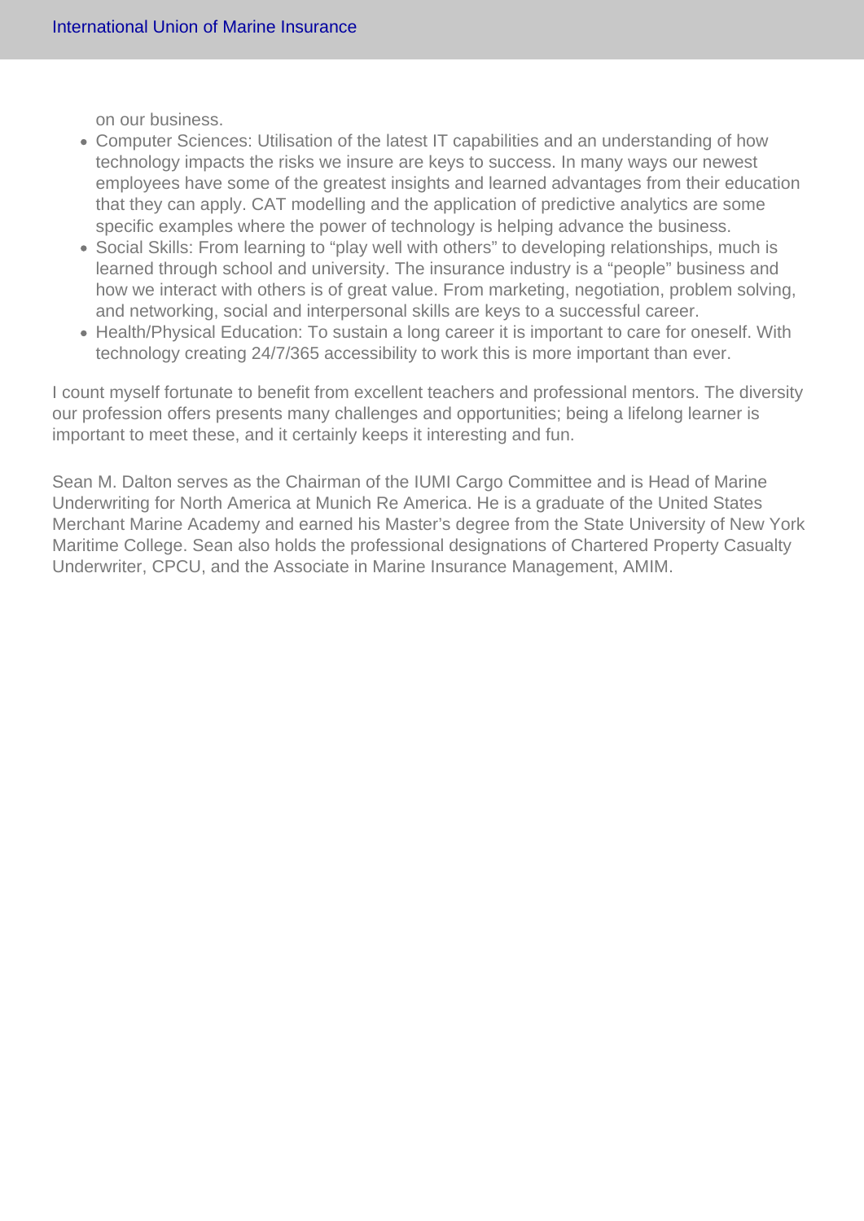on our business.

- Computer Sciences: Utilisation of the latest IT capabilities and an understanding of how technology impacts the risks we insure are keys to success. In many ways our newest employees have some of the greatest insights and learned advantages from their education that they can apply. CAT modelling and the application of predictive analytics are some specific examples where the power of technology is helping advance the business.
- Social Skills: From learning to "play well with others" to developing relationships, much is learned through school and university. The insurance industry is a "people" business and how we interact with others is of great value. From marketing, negotiation, problem solving, and networking, social and interpersonal skills are keys to a successful career.
- Health/Physical Education: To sustain a long career it is important to care for oneself. With technology creating 24/7/365 accessibility to work this is more important than ever.

I count myself fortunate to benefit from excellent teachers and professional mentors. The diversity our profession offers presents many challenges and opportunities; being a lifelong learner is important to meet these, and it certainly keeps it interesting and fun.

Sean M. Dalton serves as the Chairman of the IUMI Cargo Committee and is Head of Marine Underwriting for North America at Munich Re America. He is a graduate of the United States Merchant Marine Academy and earned his Master's degree from the State University of New York Maritime College. Sean also holds the professional designations of Chartered Property Casualty Underwriter, CPCU, and the Associate in Marine Insurance Management, AMIM.